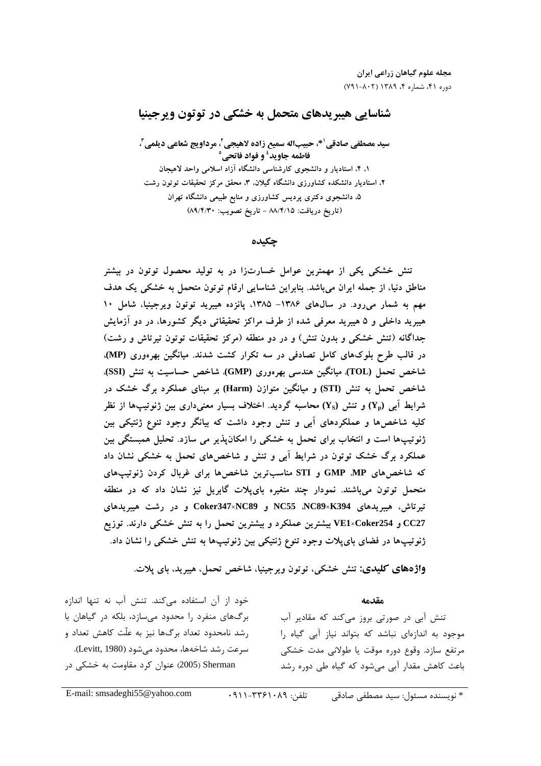# شناسایی هیبریدهای متحمل به خشکی در توتون ویرجینیا

**سید مصطفی صادقی[1]*، حبیب‌اله سمیع زاده لاهیجی[2]، مرداویج شعاعی دیلمی[3]، فاطمه جاوید[4] و فواد فاتحی[5]**

۱، ۴، استادیار و دانشجوی کارشناسی دانشگاه آزاد اسلامی واحد لاهیجان
۲، استادیار دانشکده کشاورزی دانشگاه گیلان، ۳، محقق مرکز تحقیقات توتون رشت
۵، دانشجوی دکتری پردیس کشاورزی و منابع طبیعی دانشگاه تهران
(تاریخ دریافت: ۸۸/۴/۱۵ - تاریخ تصویب: ۸۹/۴/۳۰)

## چکیده

**تنش خشکی یکی از مهمترین عوامل خسارت‌زا در به تولید محصول توتون در بیشتر مناطق دنیا، از جمله ایران می‌باشد. بنابراین شناسایی ارقام توتون متحمل به خشکی یک هدف مهم به شمار می‌رود. در سال‌های ۱۳۸۶- ۱۳۸۵، پانزده هیبرید توتون ویرجینیا، شامل ۱۰ هیبرید داخلی و ۵ هیبرید معرفی شده از طرف مراکز تحقیقاتی دیگر کشورها، در دو آزمایش جداگانه (تنش خشکی و بدون تنش) و در دو منطقه (مرکز تحقیقات توتون تیرتاش و رشت) در قالب طرح بلوک‌های کامل تصادفی در سه تکرار کشت شدند. میانگین بهره‌وری (MP)، شاخص تحمل (TOL)، میانگین هندسی بهره‌وری (GMP)، شاخص حساسیت به تنش (SSI)، شاخص تحمل به تنش (STI) و میانگین متوازن (Harm) بر مبنای عملکرد برگ خشک در شرایط آبی ($Y_p$) و تنش ($Y_S$) محاسبه گردید. اختلاف بسیار معنی‌داری بین ژنوتیپ‌ها از نظر کلیه شاخص‌ها و عملکردهای آبی و تنش وجود داشت که بیانگر وجود تنوع ژنتیکی بین ژنوتیپ‌ها است و انتخاب برای تحمل به خشکی را امکان‌پذیر می سازد. تحلیل همبستگی بین عملکرد برگ خشک توتون در شرایط آبی و تنش و شاخص‌های تحمل به خشکی نشان داد که شاخص‌های GMP ،MP و STI مناسب‌ترین شاخص‌ها برای غربال کردن ژنوتیپ‌های متحمل توتون می‌باشند. نمودار چند متغیره بای‌پلات گابریل نیز نشان داد که در منطقه تیرتاش، هیبریدهای NC89×K394، NC55 و Coker347×NC89 و در رشت هیبریدهای CC27 و VE1×Coker254 بیشترین عملکرد و بیشترین تحمل را به تنش خشکی دارند. توزیع ژنوتیپ‌ها در فضای بای‌پلات وجود تنوع ژنتیکی بین ژنوتیپ‌ها به تنش خشکی را نشان داد.**

**واژه‌های کلیدی:** تنش خشکی، توتون ویرجینیا، شاخص تحمل، هیبرید، بای پلات.

## مقدمه

تنش آبی در صورتی بروز می‌کند که مقادیر آب موجود به اندازه‌ای نباشد که بتواند نیاز آبی گیاه را مرتفع سازد. وقوع دوره موقت یا طولانی مدت خشکی باعث کاهش مقدار آبی می‌شود که گیاه طی دوره رشد خود از آن استفاده می‌کند. تنش آب نه تنها اندازه برگ‌های منفرد را محدود می‌سازد، بلکه در گیاهان با رشد نامحدود تعداد برگ‌ها نیز به علّت کاهش تعداد و سرعت رشد شاخه‌ها، محدود می‌شود (Levitt, 1980). Sherman (2005) عنوان کرد مقاومت به خشکی در

* نویسنده مسئول: سید مصطفی صادقی &nbsp;&nbsp;&nbsp; تلفن: ۰۹۱۱-۳۳۶۱۰۸۹ &nbsp;&nbsp;&nbsp; E-mail: smsadeghi55@yahoo.com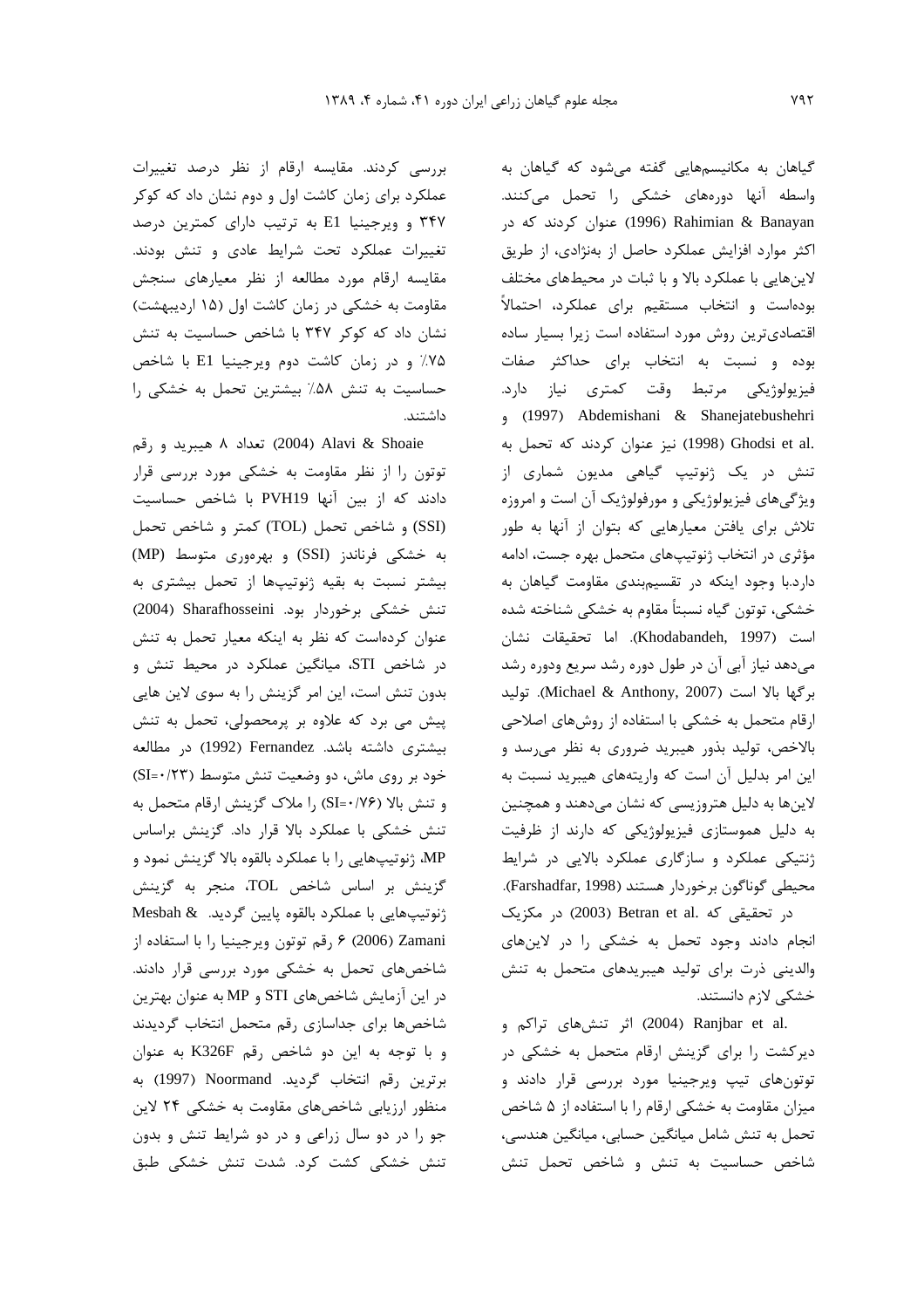گیاهان به مکانیسم‌هایی گفته می‌شود که گیاهان به واسطه آنها دوره‌های خشکی را تحمل می‌کنند. Rahimian & Banayan (1996) عنوان کردند که در اکثر موارد افزایش عملکرد حاصل از به‌نژادی، از طریق لاین‌هایی با عملکرد بالا و با ثبات در محیط‌های مختلف بوده‌است و انتخاب مستقیم برای عملکرد، احتمالاً اقتصادی‌ترین روش مورد استفاده است زیرا بسیار ساده بوده و نسبت به انتخاب برای حداکثر صفات فیزیولوژیکی مرتبط وقت کمتری نیاز دارد. Abdemishani & Shanejatebushehri (1997) و Ghodsi et al. (1998) نیز عنوان کردند که تحمل به تنش در یک ژنوتیپ گیاهی مدیون شماری از ویژگی‌های فیزیولوژیکی و مورفولوژیک آن است و امروزه تلاش برای یافتن معیارهایی که بتوان از آنها به طور مؤثری در انتخاب ژنوتیپ‌های متحمل بهره جست، ادامه دارد.با وجود اینکه در تقسیم‌بندی مقاومت گیاهان به خشکی، توتون گیاه نسبتاً مقاوم به خشکی شناخته شده است (Khodabandeh, 1997). اما تحقیقات نشان می‌دهد نیاز آبی آن در طول دوره رشد سریع ودوره رشد برگها بالا است (Michael & Anthony, 2007). تولید ارقام متحمل به خشکی با استفاده از روش‌های اصلاحی بالاخص، تولید بذور هیبرید ضروری به نظر می‌رسد و این امر بدلیل آن است که واریته‌های هیبرید نسبت به لاین‌ها به دلیل هتروزیسی که نشان می‌دهند و همچنین به دلیل هموستازی فیزیولوژیکی که دارند از ظرفیت ژنتیکی عملکرد و سازگاری عملکرد بالایی در شرایط محیطی گوناگون برخوردار هستند (Farshadfar, 1998).

در تحقیقی که Betran et al. (2003) در مکزیک انجام دادند وجود تحمل به خشکی را در لاین‌های والدینی ذرت برای تولید هیبریدهای متحمل به تنش خشکی لازم دانستند.

Ranjbar et al. (2004) اثر تنش‌های تراکم و دیرکشت را برای گزینش ارقام متحمل به خشکی در توتون‌های تیپ ویرجینیا مورد بررسی قرار دادند و میزان مقاومت به خشکی ارقام را با استفاده از ۵ شاخص تحمل به تنش شامل میانگین حسابی، میانگین هندسی، شاخص حساسیت به تنش و شاخص تحمل تنش بررسی کردند. مقایسه ارقام از نظر درصد تغییرات عملکرد برای زمان کاشت اول و دوم نشان داد که کوکر ۳۴۷ و ویرجینیا E1 به ترتیب دارای کمترین درصد تغییرات عملکرد تحت شرایط عادی و تنش بودند. مقایسه ارقام مورد مطالعه از نظر معیارهای سنجش مقاومت به خشکی در زمان کاشت اول (۱۵ اردیبهشت) نشان داد که کوکر ۳۴۷ با شاخص حساسیت به تنش ۷۵٪ و در زمان کاشت دوم ویرجینیا E1 با شاخص حساسیت به تنش ۵۸٪ بیشترین تحمل به خشکی را داشتند.

Alavi & Shoaie (2004) تعداد ۸ هیبرید و رقم توتون را از نظر مقاومت به خشکی مورد بررسی قرار دادند که از بین آنها PVH19 با شاخص حساسیت (SSI) و شاخص تحمل (TOL) کمتر و شاخص تحمل به خشکی فرناندز (SSI) و بهره‌وری متوسط (MP) بیشتر نسبت به بقیه ژنوتیپ‌ها از تحمل بیشتری به تنش خشکی برخوردار بود. Sharafhosseini (2004) عنوان کرده‌است که به نظر به اینکه معیار تحمل به تنش در شاخص STI، میانگین عملکرد در محیط تنش و بدون تنش است، این امر گزینش را به سوی لاین هایی پیش می برد که علاوه بر پرمحصولی، تحمل به تنش بیشتری داشته باشد. Fernandez (1992) در مطالعه خود بر روی ماش، دو وضعیت تنش متوسط (SI=۰/۲۳) و تنش بالا (SI=۰/۷۶) را ملاک گزینش ارقام متحمل به تنش خشکی با عملکرد بالا قرار داد. گزینش براساس MP، ژنوتیپ‌هایی را با عملکرد بالقوه بالا گزینش نمود و گزینش بر اساس شاخص TOL، منجر به گزینش ژنوتیپ‌هایی با عملکرد بالقوه پایین گردید. Mesbah & Zamani (2006) ۶ رقم توتون ویرجینیا را با استفاده از شاخص‌های تحمل به خشکی مورد بررسی قرار دادند. در این آزمایش شاخص‌های STI و MP به عنوان بهترین شاخص‌ها برای جداسازی رقم متحمل انتخاب گردیدند و با توجه به این دو شاخص رقم K326F به عنوان برترین رقم انتخاب گردید. Noormand (1997) به منظور ارزیابی شاخص‌های مقاومت به خشکی ۲۴ لاین جو را در دو سال زراعی و در دو شرایط تنش و بدون تنش خشکی کشت کرد. شدت تنش خشکی طبق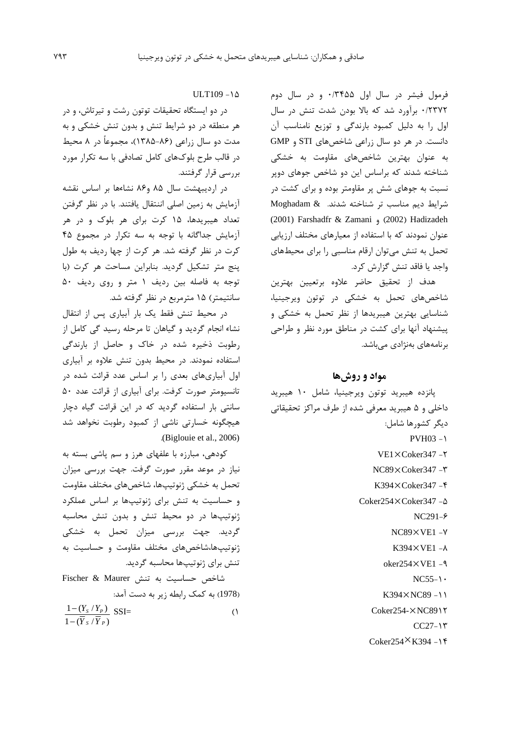فرمول فیشر در سال اول ۰/۳۴۵۵ و در سال دوم ۰/۲۳۷۲ برآورد شد که بالا بودن شدت تنش در سال اول را به دلیل کمبود بارندگی و توزیع نامناسب آن دانست. در هر دو سال زراعی شاخص‌های STI و GMP به عنوان بهترین شاخص‌های مقاومت به خشکی شناخته شدند که براساس این دو شاخص جوهای دوپر نسبت به جوهای شش پر مقاومتر بوده و برای کشت در شرایط دیم مناسب تر شناخته شدند. Moghadam & Hadizadeh (2002) و Farshadfr & Zamani (2001) عنوان نمودند که با استفاده از معیارهای مختلف ارزیابی تحمل به تنش می‌توان ارقام مناسبی را برای محیط‌های واجد یا فاقد تنش گزارش کرد.

هدف از تحقیق حاضر علاوه برتعیین بهترین شاخص‌های تحمل به خشکی در توتون ویرجینیا، شناسایی بهترین هیبریدها از نظر تحمل به خشکی و پیشنهاد آنها برای کشت در مناطق مورد نظر و طراحی برنامه‌های بهنژادی می‌باشد.

## مواد و روش‌ها

پانزده هیبرید توتون ویرجینیا، شامل ۱۰ هیبرید داخلی و ۵ هیبرید معرفی شده از طرف مراکز تحقیقاتی دیگر کشورها شامل:

۱- PVH03
۲- VE1×Coker347
۳- NC89×Coker347
۴- K394×Coker347
۵- Coker254×Coker347
۶- NC291
۷- NC89×VE1
۸- K394×VE1
۹- oker254×VE1
۱۰- NC55
۱۱- K394×NC89
۱۲- Coker254-×NC89
۱۳- CC27
۱۴- Coker254×K394
۱۵- ULT109

در دو ایستگاه تحقیقات توتون رشت و تیرتاش، و در هر منطقه در دو شرایط تنش و بدون تنش خشکی و به مدت دو سال زراعی (۸۶-۱۳۸۵)، مجموعاً در ۸ محیط در قالب طرح بلوک‌های کامل تصادفی با سه تکرار مورد بررسی قرار گرفتند.

در اردیبهشت سال ۸۵ و۸۶ نشاءها بر اساس نقشه آزمایش به زمین اصلی انتقال یافتند. با در نظر گرفتن تعداد هیبریدها، ۱۵ کرت برای هر بلوک و در هر آزمایش جداگانه با توجه به سه تکرار در مجموع ۴۵ کرت در نظر گرفته شد. هر کرت از چها ردیف به طول پنج متر تشکیل گردید. بنابراین مساحت هر کرت (با توجه به فاصله بین ردیف ۱ متر و روی ردیف ۵۰ سانتیمتر) ۱۵ مترمربع در نظر گرفته شد.

در محیط تنش فقط یک بار آبیاری پس از انتقال نشاء انجام گردید و گیاهان تا مرحله رسید گی کامل از رطوبت ذخیره شده در خاک و حاصل از بارندگی استفاده نمودند. در محیط بدون تنش علاوه بر آبیاری اول آبیاری‌های بعدی را بر اساس عدد قرائت شده در تانسیومتر صورت کرفت. برای آبیاری از قرائت عدد ۵۰ سانتی بار استفاده گردید که در این قرائت گیاه دچار هیچگونه خسارتی ناشی از کمبود رطوبت نخواهد شد (Biglouie et al., 2006).

کودهی، مبارزه با علفهای هرز و سم پاشی بسته به نیاز در موعد مقرر صورت گرفت. جهت بررسی میزان تحمل به خشکی ژنوتیپ‌ها، شاخص‌های مختلف مقاومت و حساسیت به تنش برای ژنوتیپ‌ها بر اساس عملکرد ژنوتیپ‌ها در دو محیط تنش و بدون تنش محاسبه گردید. جهت بررسی میزان تحمل به خشکی ژنوتیپ‌ها،شاخص‌های مختلف مقاومت و حساسیت به تنش برای ژنوتیپ‌ها محاسبه گردید.

شاخص حساسیت به تنش Fischer & Maurer (1978) به کمک رابطه زیر به دست آمد:

$$SSI=\frac{1-(Y_S/Y_P)}{1-(\overline{Y}_S/\overline{Y}_P)} \quad (۱)$$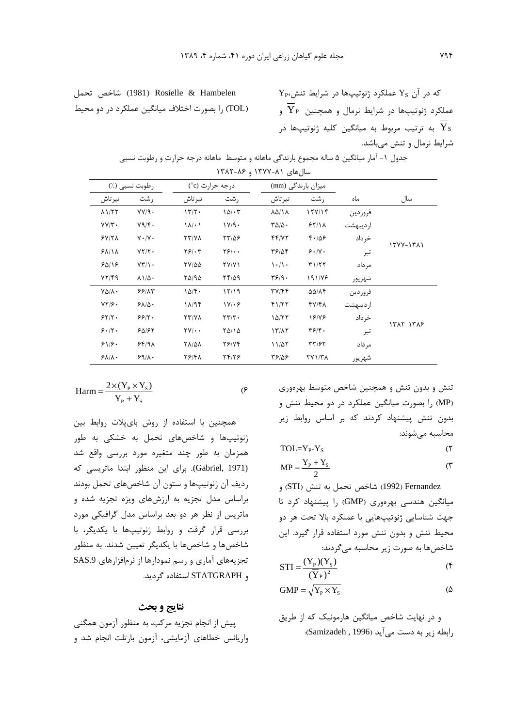که در آن $Y_S$ عملکرد ژنوتیپ‌ها در شرایط تنش، $Y_P$ عملکرد ژنوتیپ‌ها در شرایط نرمال و همچنین $\overline{Y}_P$ و $\overline{Y}_S$ به ترتیب مربوط به میانگین کلیه ژنوتیپ‌ها در شرایط نرمال و تنش می‌باشد.

Rosielle & Hambelen (1981) شاخص تحمل (TOL) را بصورت اختلاف میانگین عملکرد در دو محیط

جدول ۱- آمار میانگین ۵ ساله مجموع بارندگی ماهانه و متوسط ماهانه درجه حرارت و رطوبت نسبی سال‌های ۸۱-۱۳۷۷ و ۸۶-۱۳۸۲

| سال | ماه | میزان بارندگی (mm) | | درجه حرارت (°c) | | رطوبت نسبی (٪) | |
|---|---|---|---|---|---|---|---|
| | | رشت | تیرتاش | رشت | تیرتاش | رشت | تیرتاش |
| ۱۳۷۷-۱۳۸۱ | فروردین | ۱۲۷/۱۴ | ۸۵/۱۸ | ۱۵/۰۳ | ۱۳/۲۰ | ۷۷/۹۰ | ۸۱/۲۲ |
| | اردیبهشت | ۶۲/۱۸ | ۳۵/۵۰ | ۱۷/۹۰ | ۱۸/۰۱ | ۷۹/۴۰ | ۷۷/۳۰ |
| | خرداد | ۴۰/۵۶ | ۴۴/۷۲ | ۲۳/۵۶ | ۲۳/۷۸ | ۷۰/۷۰ | ۶۷/۲۸ |
| | تیر | ۶۰/۷۰ | ۳۶/۵۴ | ۲۶/۰۰ | ۲۶/۰۳ | ۷۲/۲۰ | ۶۸/۱۸ |
| | مرداد | ۳۱/۲۲ | ۱۰/۱۰ | ۲۷/۷۱ | ۲۷/۵۵ | ۷۳/۱۰ | ۶۵/۱۶ |
| | شهریور | ۱۹۱/۷۶ | ۳۶/۹۰ | ۲۴/۵۹ | ۲۵/۹۵ | ۸۱/۵۰ | ۷۲/۴۹ |
| ۱۳۸۲-۱۳۸۶ | فروردین | ۵۵/۸۴ | ۳۷/۴۴ | ۱۲/۱۹ | ۱۵/۴۰ | ۶۶/۸۳ | ۷۵/۸۰ |
| | اردیبهشت | ۴۷/۴۸ | ۴۱/۲۲ | ۱۷/۰۶ | ۱۸/۹۴ | ۶۸/۵۰ | ۷۲/۶۰ |
| | خرداد | ۱۶/۷۶ | ۱۵/۲۲ | ۲۳/۳۰ | ۲۳/۷۸ | ۶۶/۲۰ | ۶۲/۲۰ |
| | تیر | ۳۶/۴۰ | ۱۳/۸۲ | ۲۵/۱۵ | ۲۷/۰۰ | ۶۵/۶۲ | ۶۰/۲۰ |
| | مرداد | ۳۳/۶۲ | ۱۱/۵۲ | ۲۶/۷۴ | ۲۸/۵۸ | ۶۴/۹۸ | ۶۱/۶۰ |
| | شهریور | ۲۷۱/۳۸ | ۳۶/۵۶ | ۲۴/۲۶ | ۲۶/۴۸ | ۶۹/۸۰ | ۶۸/۸۰ |

تنش و بدون تنش و همچنین شاخص متوسط بهره‌وری (MP) را بصورت میانگین عملکرد در دو محیط تنش و بدون تنش پیشنهاد کردند که بر اساس روابط زیر محاسبه می‌شوند:

$$TOL = Y_P - Y_S \quad (۲)$$

$$MP = \frac{Y_P + Y_S}{2} \quad (۳)$$

Fernandez (1992) شاخص تحمل به تنش (STI) و میانگین هندسی بهره‌وری (GMP) را پیشنهاد کرد تا جهت شناسایی ژنوتیپ‌هایی با عملکرد بالا تحت هر دو محیط تنش و بدون تنش مورد استفاده قرار گیرد. این شاخص‌ها به صورت زیر محاسبه می‌گردند:

$$STI = \frac{(Y_P)(Y_S)}{(\overline{Y}_P)^2} \quad (۴)$$

$$GMP = \sqrt{Y_P \times Y_S} \quad (۵)$$

و در نهایت شاخص میانگین هارمونیک که از طریق رابطه زیر به دست می‌آید (Samizadeh , 1996):

$$Harm = \frac{2 \times (Y_P \times Y_S)}{Y_P + Y_S} \quad (۶)$$

همچنین با استفاده از روش بای‌پلات روابط بین ژنوتیپ‌ها و شاخص‌های تحمل به خشکی به طور همزمان به طور چند متغیره مورد بررسی واقع شد (Gabriel, 1971). برای این منظور ابتدا ماتریسی که ردیف آن ژنوتیپ‌ها و ستون آن شاخص‌های تحمل بودند براساس مدل تجزیه به ارزش‌های ویژه تجزیه شده و ماتریس از نظر هر دو بعد براساس مدل گرافیکی مورد بررسی قرار گرفت و روابط ژنوتیپ‌ها با یکدیگر، با شاخص‌ها و شاخص‌ها با یکدیگر تعیین شدند. به منظور تجزیه‌های آماری و رسم نمودارها از نرم‌افزارهای SAS.9 و STATGRAPH استفاده گردید.

## نتایج و بحث

پیش از انجام تجزیه مرکب، به منظور آزمون همگنی واریانس خطاهای آزمایشی، آزمون بارتلت انجام شد و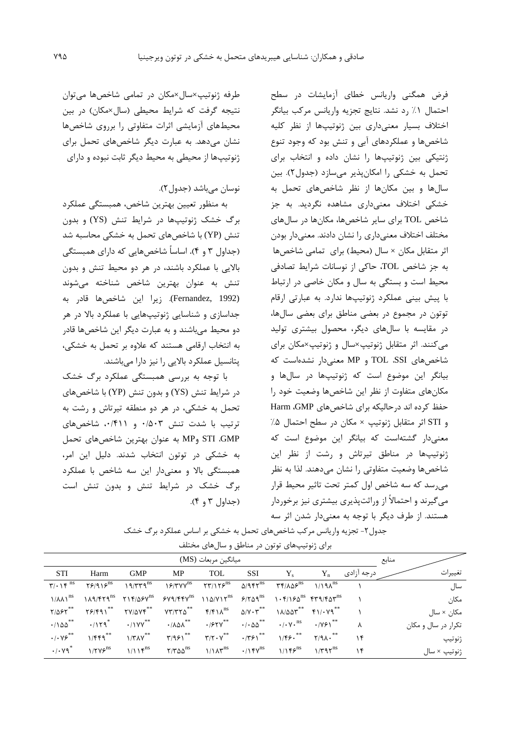فرض همگنی واریانس خطای آزمایشات در سطح احتمال ۱٪ رد نشد. نتایج تجزیه واریانس مرکب بیانگر اختلاف بسیار معنی‌داری بین ژنوتیپ‌ها از نظر کلیه شاخص‌ها و عملکردهای آبی و تنش بود که وجود تنوع ژنتیکی بین ژنوتیپ‌ها را نشان داده و انتخاب برای تحمل به خشکی را امکان‌پذیر می‌سازد (جدول۲). بین سال‌ها و بین مکان‌ها از نظر شاخص‌های تحمل به خشکی اختلاف معنی‌داری مشاهده نگردید. به جز شاخص TOL برای سایر شاخص‌ها، مکان‌ها در سال‌های مختلف اختلاف معنی‌داری را نشان دادند. معنی‌دار بودن اثر متقابل مکان × سال (محیط) برای تمامی شاخص‌ها به جز شاخص TOL، حاکی از نوسانات شرایط تصادفی محیط است و بستگی به سال و مکان خاصی در ارتباط با پیش بینی عملکرد ژنوتیپ‌ها ندارد. به عبارتی ارقام توتون در مجموع در بعضی مناطق برای بعضی سال‌ها، در مقایسه با سال‌های دیگر، محصول بیشتری تولید می‌کنند. اثر متقابل ژنوتیپ×سال و ژنوتیپ×مکان برای شاخص‌های SSI، TOL و MP معنی‌دار نشده‌است که بیانگر این موضوع است که ژنوتیپ‌ها در سال‌ها و مکان‌های متفاوت از نظر این شاخص‌ها وضعیت خود را حفظ کرده اند درحالیکه برای شاخص‌های GMP، Harm و STI اثر متقابل ژنوتیپ × مکان در سطح احتمال ۵٪ معنی‌دار گشته‌است که بیانگر این موضوع است که ژنوتیپ‌ها در مناطق تیرتاش و رشت از نظر این شاخص‌ها وضعیت متفاوتی را نشان می‌دهند. لذا به نظر می‌رسد که سه شاخص اول کمتر تحت تاثیر محیط قرار می‌گیرند و احتمالاً از وراثت‌پذیری بیشتری نیز برخوردار هستند. از طرف دیگر با توجه به معنی‌دار شدن اثر سه طرفه ژنوتیپ×سال×مکان در تمامی شاخص‌ها می‌توان نتیجه گرفت که شرایط محیطی (سال×مکان) در بین محیط‌های آزمایشی اثرات متفاوتی را برروی شاخص‌ها نشان می‌دهد. به عبارت دیگر شاخص‌های تحمل برای ژنوتیپ‌ها از محیطی به محیط دیگر ثابت نبوده و دارای نوسان می‌باشد (جدول۲).

به منظور تعیین بهترین شاخص، همبستگی عملکرد برگ خشک ژنوتیپ‌ها در شرایط تنش (YS) و بدون تنش (YP) با شاخص‌های تحمل به خشکی محاسبه شد (جداول ۳ و ۴). اساساً شاخص‌هایی که دارای همبستگی بالایی با عملکرد باشند، در هر دو محیط تنش و بدون تنش به عنوان بهترین شاخص شناخته می‌شوند (Fernandez, 1992). زیرا این شاخص‌ها قادر به جداسازی و شناسایی ژنوتیپ‌هایی با عملکرد بالا در هر دو محیط می‌باشند و به عبارت دیگر این شاخص‌ها قادر به انتخاب ارقامی هستند که علاوه بر تحمل به خشکی، پتانسیل عملکرد بالایی را نیز دارا می‌باشند.

با توجه به بررسی همبستگی عملکرد برگ خشک در شرایط تنش (YS) و بدون تنش (YP) با شاخص‌های تحمل به خشکی، در هر دو منطقه تیرتاش و رشت به ترتیب با شدت تنش ۰/۵۰۳ و ۰/۴۱۱، شاخص‌های GMP، STI وMP به عنوان بهترین شاخص‌های تحمل به خشکی در توتون انتخاب شدند. دلیل این امر، همبستگی بالا و معنی‌دار این سه شاخص با عملکرد برگ خشک در شرایط تنش و بدون تنش است (جداول ۳ و ۴).

جدول۲- تجزیه واریانس مرکب شاخص‌های تحمل به خشکی بر اساس عملکرد برگ خشک برای ژنوتیپ‌های توتون در مناطق و سال‌های مختلف

| منابع تغییرات | درجه آزادی | $Y_n$ | $Y_s$ | SSI | TOL | MP | GMP | Harm | STI |
|---|---|---|---|---|---|---|---|---|---|
| | | میانگین مربعات (MS) | | | | | | | |
| سال | ۱ | $۱/۱۹۸^{ns}$ | $۳۴/۸۵۶^{ns}$ | $۵/۹۴۲^{ns}$ | $۲۳/۱۲۶^{ns}$ | $۱۶/۳۷۷^{ns}$ | $۱۹/۳۳۹^{ns}$ | $۲۶/۹۱۶^{ns}$ | $۳/۰۱۴^{ns}$ |
| مکان | ۱ | $۴۳۹/۴۵۳^{ns}$ | $۱۰۴/۱۶۵^{ns}$ | $۶/۲۵۹^{ns}$ | $۱۱۵/۷۱۲^{ns}$ | $۶۷۹/۴۴۷^{ns}$ | $۲۱۴/۵۶۷^{ns}$ | $۱۸۹/۴۲۹^{ns}$ | $۱/۸۸۱^{ns}$ |
| مکان × سال | ۱ | $۴۱/۰۷۹^{**}$ | $۱۸/۵۵۳^{**}$ | $۵/۷۰۳^{**}$ | $۴/۴۱۸^{ns}$ | $۷۳/۳۲۵^{**}$ | $۲۷/۵۷۴^{**}$ | $۲۶/۴۹۱^{**}$ | $۲/۵۶۲^{**}$ |
| تکرار در سال و مکان | ۸ | $۰/۷۶۱^{**}$ | $۰/۰۷۰^{ns}$ | $۰/۰۵۵^{**}$ | $۰/۶۲۷^{**}$ | $۰/۸۵۸^{**}$ | $۰/۱۷۷^{**}$ | $۰/۱۲۹^{*}$ | $۰/۱۵۵^{**}$ |
| ژنوتیپ | ۱۴ | $۲/۹۸۰^{**}$ | $۱/۴۶۰^{**}$ | $۰/۳۶۱^{**}$ | $۳/۲۰۷^{**}$ | $۳/۹۶۱^{**}$ | $۱/۳۸۷^{**}$ | $۱/۴۴۹^{**}$ | $۰/۰۷۶^{**}$ |
| ژنوتیپ × سال | ۱۴ | $۱/۳۹۲^{ns}$ | $۱/۱۴۶^{ns}$ | $۰/۱۴۷^{ns}$ | $۱/۱۸۳^{ns}$ | $۲/۳۵۵^{ns}$ | $۱/۱۱۴^{ns}$ | $۱/۲۷۶^{ns}$ | $۰/۰۷۹^{*}$ |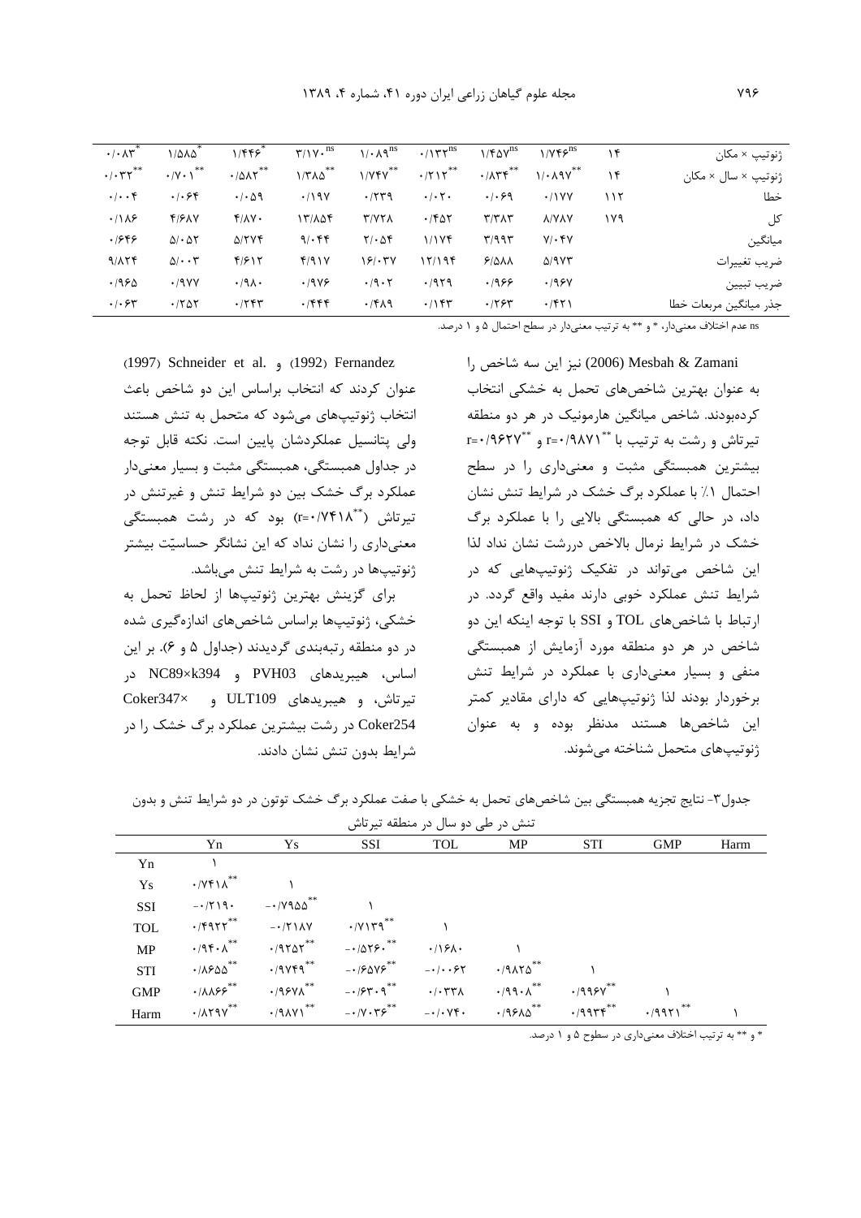| | | | | | | | | | |
|---|---|---|---|---|---|---|---|---|---|
| ژنوتیپ × مکان | ۱۴ | $۱/۷۴۶^{ns}$ | $۱/۴۵۷^{ns}$ | $۰/۱۳۳^{ns}$ | $۱/۰۸۹^{ns}$ | $۳/۱۷۰^{ns}$ | $۱/۴۴۶^{*}$ | $۱/۵۸۵^{*}$ | $۰/۰۸۳^{*}$ |
| ژنوتیپ × سال × مکان | ۱۴ | $۱/۰۸۹۷^{**}$ | $۰/۸۳۴^{**}$ | $۰/۲۱۲^{**}$ | $۱/۷۴۷^{**}$ | $۱/۳۸۵^{**}$ | $۰/۵۸۲^{**}$ | $۰/۷۰۱^{**}$ | $۰/۰۳۲^{**}$ |
| خطا | ۱۱۲ | ۰/۱۷۷ | ۰/۰۶۹ | ۰/۰۲۰ | ۰/۲۳۹ | ۰/۱۹۷ | ۰/۰۵۹ | ۰/۰۶۴ | ۰/۰۰۴ |
| کل | ۱۷۹ | ۸/۷۸۷ | ۳/۳۸۳ | ۰/۴۵۲ | ۳/۷۲۸ | ۱۳/۸۵۴ | ۴/۸۷۰ | ۴/۶۸۷ | ۰/۱۸۶ |
| میانگین | | ۷/۰۴۷ | ۳/۹۹۳ | ۱/۱۷۴ | ۲/۰۵۴ | ۹/۰۴۴ | ۵/۲۷۴ | ۵/۰۵۲ | ۰/۶۴۶ |
| ضریب تغییرات | | ۵/۹۷۳ | ۶/۵۸۸ | ۱۲/۱۹۴ | ۱۶/۰۳۷ | ۴/۹۱۷ | ۴/۶۱۲ | ۵/۰۰۳ | ۹/۸۲۴ |
| ضریب تبیین | | ۰/۹۶۷ | ۰/۹۶۶ | ۰/۹۲۹ | ۰/۹۰۲ | ۰/۹۷۶ | ۰/۹۸۰ | ۰/۹۷۷ | ۰/۹۶۵ |
| جذر میانگین مربعات خطا | | ۰/۴۲۱ | ۰/۲۶۳ | ۰/۱۴۳ | ۰/۴۸۹ | ۰/۴۴۴ | ۰/۲۴۳ | ۰/۲۵۲ | ۰/۰۶۳ |

ns عدم اختلاف معنی‌دار، * و ** به ترتیب معنی‌دار در سطح احتمال ۵ و ۱ درصد.

Mesbah & Zamani (2006) نیز این سه شاخص را به عنوان بهترین شاخص‌های تحمل به خشکی انتخاب کرده‌بودند. شاخص میانگین هارمونیک در هر دو منطقه تیرتاش و رشت به ترتیب با $r=۰/۹۸۷۱^{**}$ و $r=۰/۹۶۲۷^{**}$ بیشترین همبستگی مثبت و معنی‌داری را در سطح احتمال ۱٪ با عملکرد برگ خشک در شرایط تنش نشان داد، در حالی که همبستگی بالایی را با عملکرد برگ خشک در شرایط نرمال بالاخص دررشت نشان نداد لذا این شاخص می‌تواند در تفکیک ژنوتیپ‌هایی که در شرایط تنش عملکرد خوبی دارند مفید واقع گردد. در ارتباط با شاخص‌های TOL و SSI با توجه اینکه این دو شاخص در هر دو منطقه مورد آزمایش از همبستگی منفی و بسیار معنی‌داری با عملکرد در شرایط تنش برخوردار بودند لذا ژنوتیپ‌هایی که دارای مقادیر کمتر این شاخص‌ها هستند مدنظر بوده و به عنوان ژنوتیپ‌های متحمل شناخته می‌شوند.

Fernandez (1992) و Schneider et al. (1997) عنوان کردند که انتخاب براساس این دو شاخص باعث انتخاب ژنوتیپ‌های می‌شود که متحمل به تنش هستند ولی پتانسیل عملکردشان پایین است. نکته قابل توجه در جداول همبستگی، همبستگی مثبت و بسیار معنی‌دار عملکرد برگ خشک بین دو شرایط تنش و غیرتنش در تیرتاش ($r=۰/۷۴۱۸^{**}$) بود که در رشت همبستگی معنی‌داری را نشان نداد که این نشانگر حساسیّت بیشتر ژنوتیپ‌ها در رشت به شرایط تنش می‌باشد.

برای گزینش بهترین ژنوتیپ‌ها از لحاظ تحمل به خشکی، ژنوتیپ‌ها براساس شاخص‌های اندازه‌گیری شده در دو منطقه رتبه‌بندی گردیدند (جداول ۵ و ۶). بر این اساس، هیبریدهای PVH03 و NC89×k394 در تیرتاش، و هیبریدهای ULT109 و Coker347× Coker254 در رشت بیشترین عملکرد برگ خشک را در شرایط بدون تنش نشان دادند.

جدول۳- نتایج تجزیه همبستگی بین شاخص‌های تحمل به خشکی با صفت عملکرد برگ خشک توتون در دو شرایط تنش و بدون تنش در طی دو سال در منطقه تیرتاش

| | Yn | Ys | SSI | TOL | MP | STI | GMP | Harm |
|---|---|---|---|---|---|---|---|---|
| Yn | ۱ | | | | | | | |
| Ys | $۰/۷۴۱۸^{**}$ | ۱ | | | | | | |
| SSI | $-۰/۲۱۹۰$ | $-۰/۷۹۵۵^{**}$ | ۱ | | | | | |
| TOL | $۰/۴۹۲۲^{**}$ | $-۰/۲۱۸۷$ | $۰/۷۱۳۹^{**}$ | ۱ | | | | |
| MP | $۰/۹۴۰۸^{**}$ | $۰/۹۲۵۲^{**}$ | $-۰/۵۲۶۰^{**}$ | $۰/۱۶۸۰$ | ۱ | | | |
| STI | $۰/۸۶۵۵^{**}$ | $۰/۹۷۴۹^{**}$ | $-۰/۶۵۷۶^{**}$ | $-۰/۰۰۶۲$ | $۰/۹۸۲۵^{**}$ | ۱ | | |
| GMP | $۰/۸۸۶۶^{**}$ | $۰/۹۶۷۸^{**}$ | $-۰/۶۳۰۹^{**}$ | $۰/۰۳۳۸$ | $۰/۹۹۰۸^{**}$ | $۰/۹۹۶۷^{**}$ | ۱ | |
| Harm | $۰/۸۲۹۷^{**}$ | $۰/۹۸۷۱^{**}$ | $-۰/۷۰۳۶^{**}$ | $-۰/۰۷۴۰$ | $۰/۹۶۸۵^{**}$ | $۰/۹۹۳۴^{**}$ | $۰/۹۹۲۱^{**}$ | ۱ |

* و ** به ترتیب اختلاف معنی‌داری در سطوح ۵ و ۱ درصد.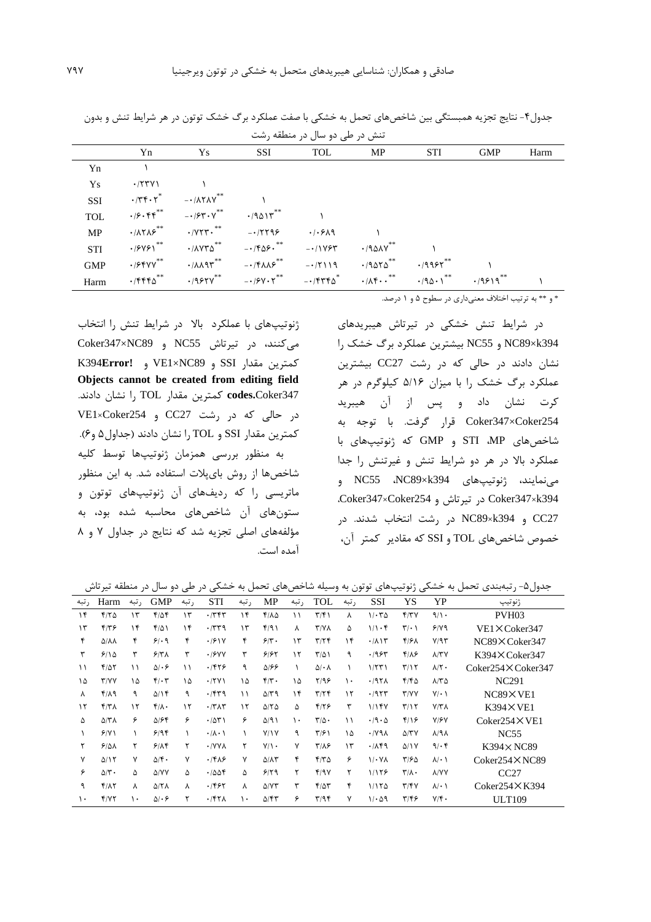جدول۴- نتایج تجزیه همبستگی بین شاخص‌های تحمل به خشکی با صفت عملکرد برگ خشک توتون در هر شرایط تنش و بدون تنش در طی دو سال در منطقه رشت

| | Yn | Ys | SSI | TOL | MP | STI | GMP | Harm |
|---|---|---|---|---|---|---|---|---|
| Yn | ۱ | | | | | | | |
| Ys | ۰/۲۳۷۱ | ۱ | | | | | | |
| SSI | ۰/۳۴۰۲* | -۰/۸۲۸۷** | ۱ | | | | | |
| TOL | ۰/۶۰۴۴** | -۰/۶۳۰۷** | ۰/۹۵۱۳** | ۱ | | | | |
| MP | ۰/۸۲۸۶** | ۰/۷۲۳۰** | -۰/۲۲۹۶ | ۰/۰۶۸۹ | ۱ | | | |
| STI | ۰/۶۷۶۱** | ۰/۸۷۳۵** | -۰/۴۵۶۰** | -۰/۱۷۶۳ | ۰/۹۵۸۷** | ۱ | | |
| GMP | ۰/۶۴۷۷** | ۰/۸۸۹۳** | -۰/۴۸۸۶** | -۰/۲۱۱۹ | ۰/۹۵۲۵** | ۰/۹۹۶۲** | ۱ | |
| Harm | ۰/۴۴۴۵** | ۰/۹۶۲۷** | -۰/۶۷۰۲** | -۰/۴۳۴۵* | ۰/۸۴۰۰** | ۰/۹۵۰۱** | ۰/۹۶۱۹** | ۱ |

* و ** به ترتیب اختلاف معنی‌داری در سطوح ۵ و ۱ درصد.

در شرایط تنش خشکی در تیرتاش هیبریدهای NC89×k394 و NC55 بیشترین عملکرد برگ خشک را نشان دادند در حالی که در رشت CC27 بیشترین عملکرد برگ خشک را با میزان ۵/۱۶ کیلوگرم در هر کرت نشان داد و پس از آن هیبرید Coker347×Coker254 قرار گرفت. با توجه به شاخص‌های MP، STI و GMP که ژنوتیپ‌های با عملکرد بالا در هر دو شرایط تنش و غیرتنش را جدا می‌نمایند، ژنوتیپ‌های NC89×k394، NC55 و Coker347×k394 در تیرتاش و Coker347×Coker254، CC27 و NC89×k394 در رشت انتخاب شدند. در خصوص شاخص‌های TOL و SSI که مقادیر کمتر آن، ژنوتیپ‌های با عملکرد بالا در شرایط تنش را انتخاب می‌کنند، در تیرتاش NC55 و Coker347×NC89 کمترین مقدار SSI و VE1×NC89 و K394**Error! Objects cannot be created from editing field codes.**Coker347 کمترین مقدار TOL را نشان دادند. در حالی که در رشت CC27 و VE1×Coker254 کمترین مقدار SSI و TOL را نشان دادند (جداول۵ و۶).

به منظور بررسی همزمان ژنوتیپ‌ها توسط کلیه شاخص‌ها از روش بای‌پلات استفاده شد. به این منظور ماتریسی را که ردیف‌های آن ژنوتیپ‌های توتون و ستون‌های آن شاخص‌های محاسبه شده بود، به مؤلفه‌های اصلی تجزیه شد که نتایج در جداول ۷ و ۸ آمده است.

جدول۵- رتبه‌بندی تحمل به خشکی ژنوتیپ‌های توتون به وسیله شاخص‌های تحمل به خشکی در طی دو سال در منطقه تیرتاش

| ژنوتیپ | YP | YS | SSI | رتبه | TOL | رتبه | MP | رتبه | STI | رتبه | GMP | رتبه | Harm | رتبه |
|---|---|---|---|---|---|---|---|---|---|---|---|---|---|---|
| PVH03 | ۹/۱۰ | ۴/۳۷ | ۱/۰۳۵ | ۸ | ۳/۴۱ | ۱۱ | ۴/۸۵ | ۱۴ | ۰/۳۴۳ | ۱۳ | ۴/۵۴ | ۱۳ | ۴/۲۵ | ۱۴ |
| VE1×Coker347 | ۶/۷۹ | ۳/۰۱ | ۱/۱۰۴ | ۵ | ۳/۷۸ | ۸ | ۴/۹۱ | ۱۳ | ۰/۳۳۹ | ۱۴ | ۴/۵۱ | ۱۴ | ۴/۳۶ | ۱۳ |
| NC89×Coker347 | ۷/۹۳ | ۴/۶۸ | ۰/۸۱۳ | ۱۴ | ۳/۲۴ | ۱۳ | ۶/۳۰ | ۴ | ۰/۶۱۷ | ۴ | ۶/۰۹ | ۴ | ۵/۸۸ | ۴ |
| K394×Coker347 | ۸/۳۷ | ۴/۸۶ | ۰/۹۶۳ | ۹ | ۳/۵۱ | ۱۲ | ۶/۶۲ | ۳ | ۰/۶۷۷ | ۳ | ۶/۳۸ | ۳ | ۶/۱۵ | ۳ |
| Coker254×Coker347 | ۸/۲۰ | ۳/۱۲ | ۱/۲۳۱ | ۱ | ۵/۰۸ | ۱ | ۵/۶۶ | ۹ | ۰/۴۲۶ | ۱۱ | ۵/۰۶ | ۱۱ | ۴/۵۲ | ۱۱ |
| NC291 | ۸/۳۵ | ۴/۴۵ | ۰/۹۲۸ | ۱۰ | ۲/۹۶ | ۱۵ | ۴/۳۰ | ۱۵ | ۰/۲۷۱ | ۱۵ | ۴/۰۳ | ۱۵ | ۳/۷۷ | ۱۵ |
| NC89×VE1 | ۷/۰۱ | ۳/۷۷ | ۰/۹۲۳ | ۱۲ | ۳/۲۴ | ۱۴ | ۵/۳۹ | ۱۱ | ۰/۴۳۹ | ۹ | ۵/۱۴ | ۹ | ۴/۸۹ | ۸ |
| K394×VE1 | ۷/۳۸ | ۳/۱۲ | ۱/۱۴۷ | ۳ | ۴/۲۶ | ۵ | ۵/۲۵ | ۱۲ | ۰/۳۸۳ | ۱۲ | ۴/۸۰ | ۱۲ | ۴/۳۸ | ۱۲ |
| Coker254×VE1 | ۷/۶۷ | ۴/۱۶ | ۰/۹۰۵ | ۱۱ | ۳/۵۰ | ۱۰ | ۵/۹۱ | ۶ | ۰/۵۳۱ | ۶ | ۵/۶۴ | ۶ | ۵/۳۸ | ۵ |
| NC55 | ۸/۹۸ | ۵/۳۷ | ۰/۷۹۸ | ۱۵ | ۳/۶۱ | ۹ | ۷/۱۷ | ۱ | ۰/۸۰۱ | ۱ | ۶/۹۴ | ۱ | ۶/۷۱ | ۱ |
| K394× NC89 | ۹/۰۴ | ۵/۱۷ | ۰/۸۴۹ | ۱۳ | ۳/۸۶ | ۷ | ۷/۱۰ | ۲ | ۰/۷۷۸ | ۲ | ۶/۸۴ | ۲ | ۶/۵۸ | ۲ |
| Coker254×NC89 | ۸/۰۱ | ۳/۶۵ | ۱/۰۷۸ | ۶ | ۴/۳۵ | ۴ | ۵/۸۳ | ۷ | ۰/۴۸۶ | ۷ | ۵/۴۰ | ۷ | ۵/۱۲ | ۷ |
| CC27 | ۸/۷۷ | ۳/۸۰ | ۱/۱۲۶ | ۲ | ۴/۹۷ | ۲ | ۶/۲۹ | ۵ | ۰/۵۵۴ | ۵ | ۵/۷۷ | ۵ | ۵/۳۰ | ۶ |
| Coker254×K394 | ۸/۰۱ | ۳/۴۷ | ۱/۱۲۵ | ۴ | ۴/۵۳ | ۳ | ۵/۷۳ | ۸ | ۰/۴۶۲ | ۸ | ۵/۲۸ | ۸ | ۴/۸۲ | ۹ |
| ULT109 | ۷/۴۰ | ۳/۴۶ | ۱/۰۵۹ | ۷ | ۳/۹۴ | ۶ | ۵/۴۳ | ۱۰ | ۰/۴۲۸ | ۲ | ۵/۰۶ | ۱۰ | ۴/۷۲ | ۱۰ |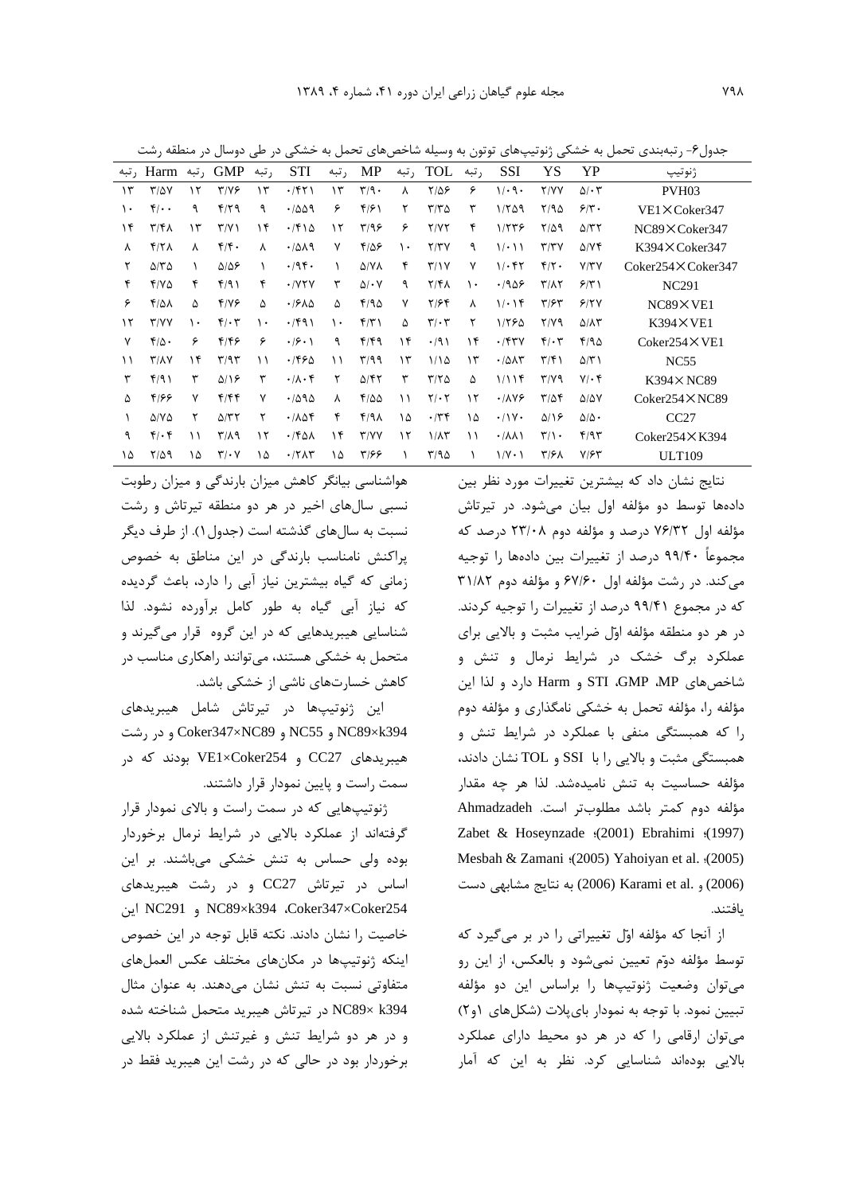جدول۶- رتبه‌بندی تحمل به خشکی ژنوتیپ‌های توتون به وسیله شاخص‌های تحمل به خشکی در طی دوسال در منطقه رشت

| ژنوتیپ | YP | YS | SSI | رتبه | TOL | رتبه | MP | رتبه | STI | رتبه | GMP | رتبه | Harm | رتبه |
|---|---|---|---|---|---|---|---|---|---|---|---|---|---|---|
| PVH03 | ۵/۰۳ | ۲/۷۷ | ۱/۰۹۰ | ۶ | ۲/۵۶ | ۸ | ۳/۹۰ | ۱۳ | ۰/۴۲۱ | ۱۳ | ۳/۷۶ | ۱۲ | ۳/۵۷ | ۱۳ |
| VE1×Coker347 | ۶/۳۰ | ۲/۹۵ | ۱/۲۵۹ | ۳ | ۳/۳۵ | ۲ | ۴/۶۱ | ۶ | ۰/۵۵۹ | ۹ | ۴/۲۹ | ۹ | ۴/۰۰ | ۱۰ |
| NC89×Coker347 | ۵/۳۲ | ۲/۵۹ | ۱/۲۳۶ | ۴ | ۲/۷۲ | ۶ | ۳/۹۶ | ۱۲ | ۰/۴۱۵ | ۱۴ | ۳/۷۱ | ۱۳ | ۳/۴۸ | ۱۴ |
| K394×Coker347 | ۵/۷۴ | ۳/۳۷ | ۱/۰۱۱ | ۹ | ۲/۳۷ | ۱۰ | ۴/۵۶ | ۷ | ۰/۵۸۹ | ۸ | ۴/۴۰ | ۸ | ۴/۲۸ | ۸ |
| Coker254×Coker347 | ۷/۳۷ | ۴/۲۰ | ۱/۰۴۲ | ۷ | ۳/۱۷ | ۴ | ۵/۷۸ | ۱ | ۰/۹۴۰ | ۱ | ۵/۵۶ | ۱ | ۵/۳۵ | ۲ |
| NC291 | ۶/۳۱ | ۳/۸۲ | ۰/۹۵۶ | ۱۰ | ۲/۴۸ | ۹ | ۵/۰۷ | ۳ | ۰/۷۲۷ | ۴ | ۴/۹۱ | ۴ | ۴/۷۵ | ۴ |
| NC89×VE1 | ۶/۲۷ | ۳/۶۳ | ۱/۰۱۴ | ۸ | ۲/۶۴ | ۷ | ۴/۹۵ | ۵ | ۰/۶۸۵ | ۵ | ۴/۷۶ | ۵ | ۴/۵۸ | ۶ |
| K394×VE1 | ۵/۸۳ | ۲/۷۹ | ۱/۲۶۵ | ۲ | ۳/۰۳ | ۵ | ۴/۳۱ | ۱۰ | ۰/۴۹۱ | ۱۰ | ۴/۰۳ | ۱۰ | ۳/۷۷ | ۱۲ |
| Coker254×VE1 | ۴/۹۵ | ۴/۰۳ | ۰/۴۳۷ | ۱۴ | ۰/۹۱ | ۱۴ | ۴/۴۹ | ۹ | ۰/۶۰۱ | ۶ | ۴/۴۶ | ۶ | ۴/۵۰ | ۷ |
| NC55 | ۵/۳۱ | ۳/۴۱ | ۰/۵۸۳ | ۱۳ | ۱/۱۵ | ۱۳ | ۳/۹۹ | ۱۱ | ۰/۴۶۵ | ۱۱ | ۳/۹۳ | ۱۴ | ۳/۸۷ | ۱۱ |
| K394×NC89 | ۷/۰۴ | ۳/۷۹ | ۱/۱۱۴ | ۵ | ۳/۲۵ | ۳ | ۵/۴۲ | ۲ | ۰/۸۰۴ | ۳ | ۵/۱۶ | ۳ | ۴/۹۱ | ۳ |
| Coker254×NC89 | ۵/۵۷ | ۳/۵۴ | ۰/۸۷۶ | ۱۲ | ۲/۰۲ | ۱۱ | ۴/۵۵ | ۸ | ۰/۵۹۵ | ۷ | ۴/۴۴ | ۷ | ۴/۶۶ | ۵ |
| CC27 | ۵/۵۰ | ۵/۱۶ | ۰/۱۷۰ | ۱۵ | ۰/۳۴ | ۱۵ | ۴/۹۸ | ۴ | ۰/۸۵۴ | ۲ | ۵/۳۲ | ۲ | ۵/۷۵ | ۱ |
| Coker254×K394 | ۴/۹۳ | ۳/۱۰ | ۰/۸۸۱ | ۱۱ | ۱/۸۳ | ۱۲ | ۳/۷۷ | ۱۴ | ۰/۴۵۸ | ۱۲ | ۳/۸۹ | ۱۱ | ۴/۰۴ | ۹ |
| ULT109 | ۷/۶۳ | ۳/۶۸ | ۱/۷۰۱ | ۱ | ۳/۹۵ | ۱ | ۳/۶۶ | ۱۵ | ۰/۲۸۳ | ۱۵ | ۳/۰۷ | ۱۵ | ۲/۵۹ | ۱۵ |

نتایج نشان داد که بیشترین تغییرات مورد نظر بین داده‌ها توسط دو مؤلفه اول بیان می‌شود. در تیرتاش مؤلفه اول ۷۶/۳۲ درصد و مؤلفه دوم ۲۳/۰۸ درصد که مجموعاً ۹۹/۴۰ درصد از تغییرات بین داده‌ها را توجیه می‌کند. در رشت مؤلفه اول ۶۷/۶۰ و مؤلفه دوم ۳۱/۸۲ که در مجموع ۹۹/۴۱ درصد از تغییرات را توجیه کردند. در هر دو منطقه مؤلفه اوّل ضرایب مثبت و بالایی برای عملکرد برگ خشک در شرایط نرمال و تنش و شاخص‌های MP، GMP، STI و Harm دارد و لذا این مؤلفه را، مؤلفه تحمل به خشکی نامگذاری و مؤلفه دوم را که همبستگی منفی با عملکرد در شرایط تنش و همبستگی مثبت و بالایی را با SSI و TOL نشان دادند، مؤلفه حساسیت به تنش نامیده‌شد. لذا هر چه مقدار مؤلفه دوم کمتر باشد مطلوب‌تر است. Ahmadzadeh (1997)؛ Ebrahimi (2001)؛ Zabet & Hoseynzade (2005)؛ Yahoiyan et al. (2005)؛ Mesbah & Zamani (2006) و Karami et al. (2006) به نتایج مشابهی دست یافتند.

از آنجا که مؤلفه اوّل تغییراتی را در بر می‌گیرد که توسط مؤلفه دوّم تعیین نمی‌شود و بالعکس، از این رو می‌توان وضعیت ژنوتیپ‌ها را براساس این دو مؤلفه تبیین نمود. با توجه به نمودار بای‌پلات (شکل‌های ۱و۲) می‌توان ارقامی را که در هر دو محیط دارای عملکرد بالایی بوده‌اند شناسایی کرد. نظر به این که آمار هواشناسی بیانگر کاهش میزان بارندگی و میزان رطوبت نسبی سال‌های اخیر در هر دو منطقه تیرتاش و رشت نسبت به سال‌های گذشته است (جدول۱). از طرف دیگر پراکنش نامناسب بارندگی در این مناطق به خصوص زمانی که گیاه بیشترین نیاز آبی را دارد، باعث گردیده که نیاز آبی گیاه به طور کامل برآورده نشود. لذا شناسایی هیبریدهایی که در این گروه قرار می‌گیرند و متحمل به خشکی هستند، می‌توانند راهکاری مناسب در کاهش خسارت‌های ناشی از خشکی باشد.

این ژنوتیپ‌ها در تیرتاش شامل هیبریدهای NC89×k394 و NC55 و Coker347×NC89 و در رشت هیبریدهای CC27 و VE1×Coker254 بودند که در سمت راست و پایین نمودار قرار داشتند.

ژنوتیپ‌هایی که در سمت راست و بالای نمودار قرار گرفته‌اند از عملکرد بالایی در شرایط نرمال برخوردار بوده ولی حساس به تنش خشکی می‌باشند. بر این اساس در تیرتاش CC27 و در رشت هیبریدهای Coker347×Coker254، NC89×k394 و NC291 این خاصیت را نشان دادند. نکته قابل توجه در این خصوص اینکه ژنوتیپ‌ها در مکان‌های مختلف عکس العمل‌های متفاوتی نسبت به تنش نشان می‌دهند. به عنوان مثال NC89× k394 در تیرتاش هیبرید متحمل شناخته شده و در هر دو شرایط تنش و غیرتنش از عملکرد بالایی برخوردار بود در حالی که در رشت این هیبرید فقط در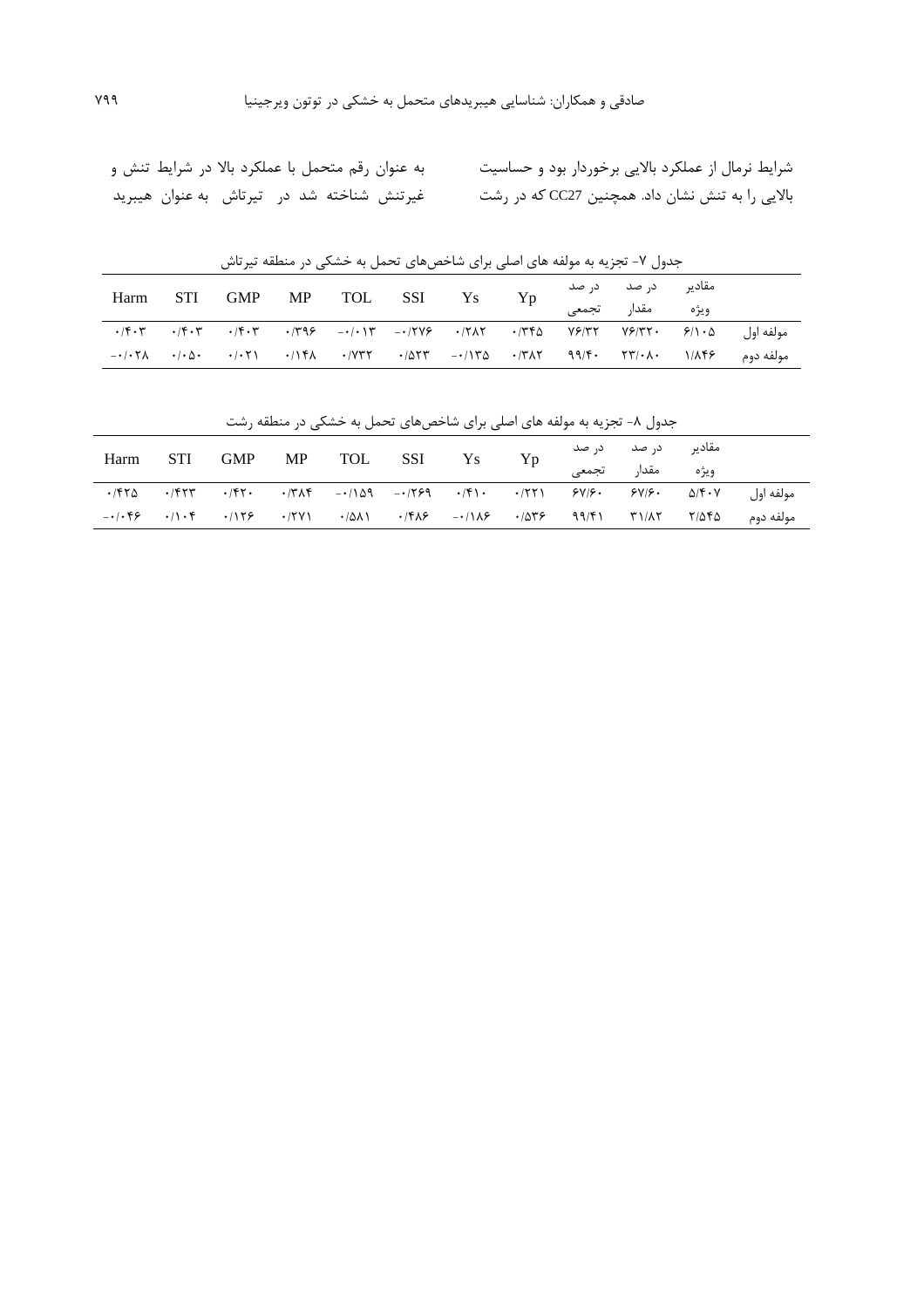شرایط نرمال از عملکرد بالایی برخوردار بود و حساسیت بالایی را به تنش نشان داد. همچنین CC27 که در رشت به عنوان رقم متحمل با عملکرد بالا در شرایط تنش و غیرتنش شناخته شد در تیرتاش به عنوان هیبرید

جدول ۷- تجزیه به مولفه های اصلی برای شاخص‌های تحمل به خشکی در منطقه تیرتاش

| | مقادیر ویژه | در صد مقدار | در صد تجمعی | Yp | Ys | SSI | TOL | MP | GMP | STI | Harm |
|---|---|---|---|---|---|---|---|---|---|---|---|
| مولفه اول | ۶/۱۰۵ | ۷۶/۳۲۰ | ۷۶/۳۲ | ۰/۳۴۵ | ۰/۲۸۲ | -۰/۲۷۶ | -۰/۰۱۳ | ۰/۳۹۶ | ۰/۴۰۳ | ۰/۴۰۳ | ۰/۴۰۳ |
| مولفه دوم | ۱/۸۴۶ | ۲۳/۰۸۰ | ۹۹/۴۰ | ۰/۳۸۲ | -۰/۱۳۵ | ۰/۵۲۳ | ۰/۷۳۲ | ۰/۱۴۸ | ۰/۰۲۱ | ۰/۰۵۰ | -۰/۰۲۸ |

جدول ۸- تجزیه به مولفه های اصلی برای شاخص‌های تحمل به خشکی در منطقه رشت

| | مقادیر ویژه | در صد مقدار | در صد تجمعی | Yp | Ys | SSI | TOL | MP | GMP | STI | Harm |
|---|---|---|---|---|---|---|---|---|---|---|---|
| مولفه اول | ۵/۴۰۷ | ۶۷/۶۰ | ۶۷/۶۰ | ۰/۲۲۱ | ۰/۴۱۰ | -۰/۲۶۹ | -۰/۱۵۹ | ۰/۳۸۴ | ۰/۴۲۰ | ۰/۴۲۳ | ۰/۴۲۵ |
| مولفه دوم | ۲/۵۴۵ | ۳۱/۸۲ | ۹۹/۴۱ | ۰/۵۳۶ | -۰/۱۸۶ | ۰/۴۸۶ | ۰/۵۸۱ | ۰/۲۷۱ | ۰/۱۲۶ | ۰/۱۰۴ | -۰/۰۴۶ |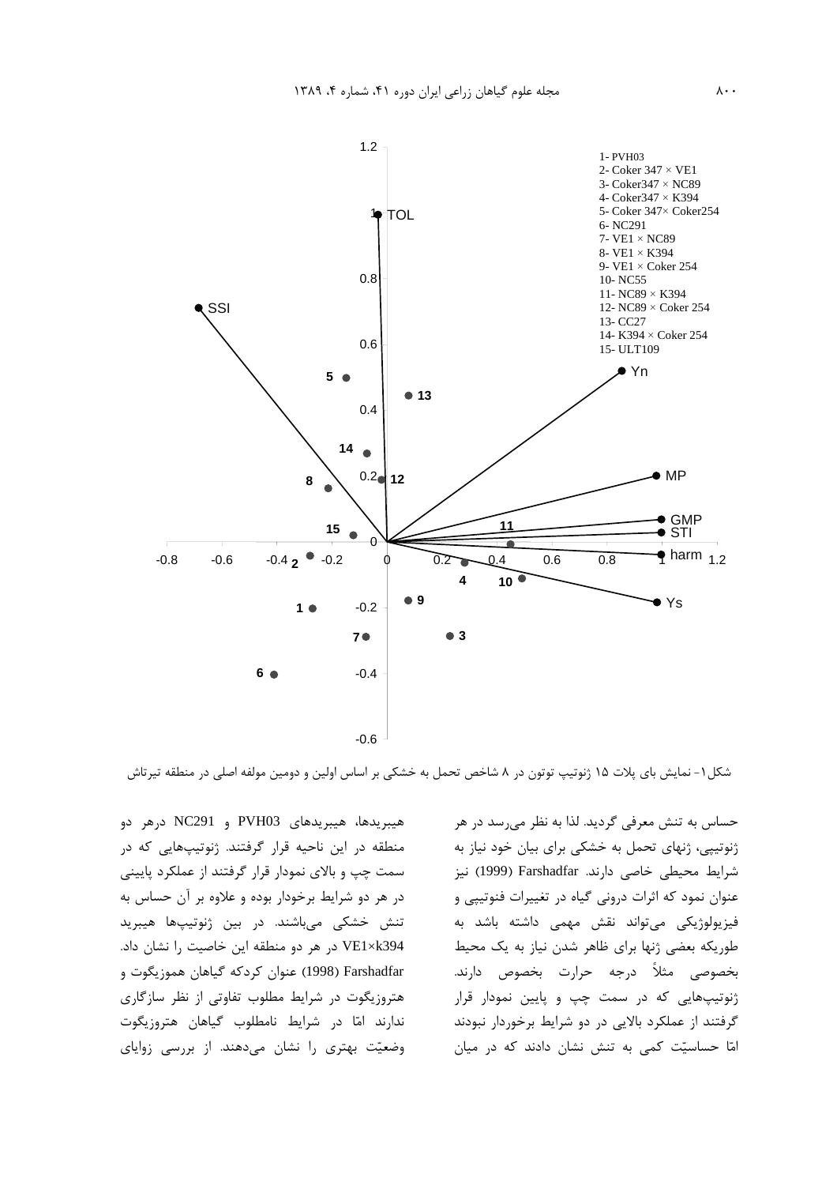1- PVH03
2- Coker 347 × VE1
3- Coker347 × NC89
4- Coker347 × K394
5- Coker 347× Coker254
6- NC291
7- VE1 × NC89
8- VE1 × K394
9- VE1 × Coker 254
10- NC55
11- NC89 × K394
12- NC89 × Coker 254
13- CC27
14- K394 × Coker 254
15- ULT109

شکل۱- نمایش بای پلات ۱۵ ژنوتیپ توتون در ۸ شاخص تحمل به خشکی بر اساس اولین و دومین مولفه اصلی در منطقه تیرتاش

حساس به تنش معرفی گردید. لذا به نظر می‌رسد در هر ژنوتیپی، ژنهای تحمل به خشکی برای بیان خود نیاز به شرایط محیطی خاصی دارند. Farshadfar (1999) نیز عنوان نمود که اثرات درونی گیاه در تغییرات فنوتیپی و فیزیولوژیکی می‌تواند نقش مهمی داشته باشد به طوریکه بعضی ژنها برای ظاهر شدن نیاز به یک محیط بخصوصی مثلاً درجه حرارت بخصوص دارند. ژنوتیپ‌هایی که در سمت چپ و پایین نمودار قرار گرفتند از عملکرد بالایی در دو شرایط برخوردار نبودند امّا حساسیّت کمی به تنش نشان دادند که در میان هیبریدها، هیبریدهای PVH03 و NC291 درهر دو منطقه در این ناحیه قرار گرفتند. ژنوتیپ‌هایی که در سمت چپ و بالای نمودار قرار گرفتند از عملکرد پایینی در هر دو شرایط برخودار بوده و علاوه بر آن حساس به تنش خشکی می‌باشند. در بین ژنوتیپ‌ها هیبرید VE1×k394 در هر دو منطقه این خاصیت را نشان داد. Farshadfar (1998) عنوان کردکه گیاهان هموزیگوت و هتروزیگوت در شرایط مطلوب تفاوتی از نظر سازگاری ندارند امّا در شرایط نامطلوب گیاهان هتروزیگوت وضعیّت بهتری را نشان می‌دهند. از بررسی زوایای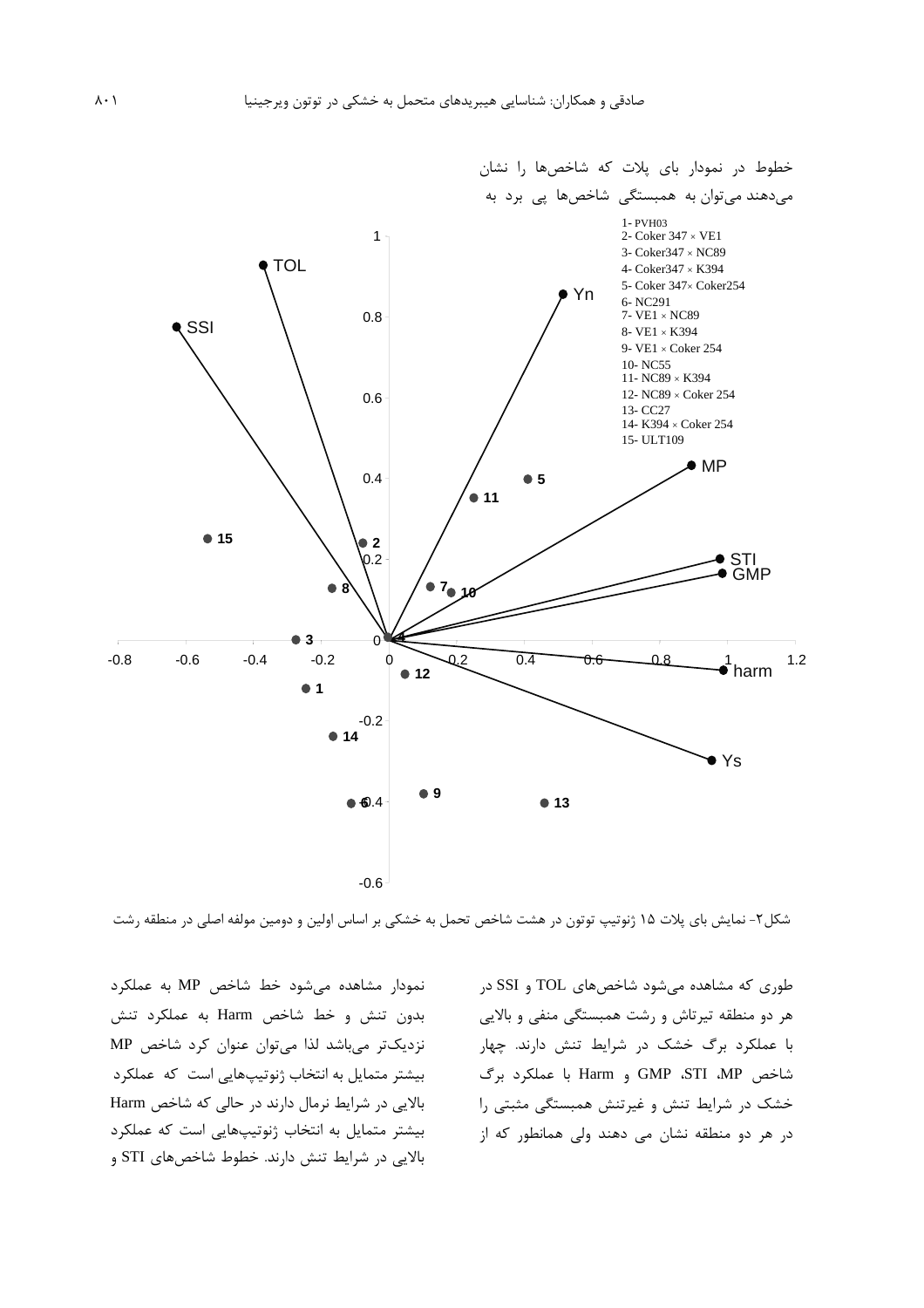خطوط در نمودار بای پلات که شاخص‌ها را نشان می‌دهند می‌توان به همبستگی شاخص‌ها پی برد به

شکل۲- نمایش بای پلات ۱۵ ژنوتیپ توتون در هشت شاخص تحمل به خشکی بر اساس اولین و دومین مولفه اصلی در منطقه رشت

طوری که مشاهده می‌شود شاخص‌های TOL و SSI در هر دو منطقه تیرتاش و رشت همبستگی منفی و بالایی با عملکرد برگ خشک در شرایط تنش دارند. چهار شاخص MP، STI، GMP و Harm با عملکرد برگ خشک در شرایط تنش و غیرتنش همبستگی مثبتی را در هر دو منطقه نشان می دهند ولی همانطور که از نمودار مشاهده می‌شود خط شاخص MP به عملکرد بدون تنش و خط شاخص Harm به عملکرد تنش نزدیک‌تر می‌باشد لذا می‌توان عنوان کرد شاخص MP بیشتر متمایل به انتخاب ژنوتیپ‌هایی است که عملکرد بالایی در شرایط نرمال دارند در حالی که شاخص Harm بیشتر متمایل به انتخاب ژنوتیپ‌هایی است که عملکرد بالایی در شرایط تنش دارند. خطوط شاخص‌های STI و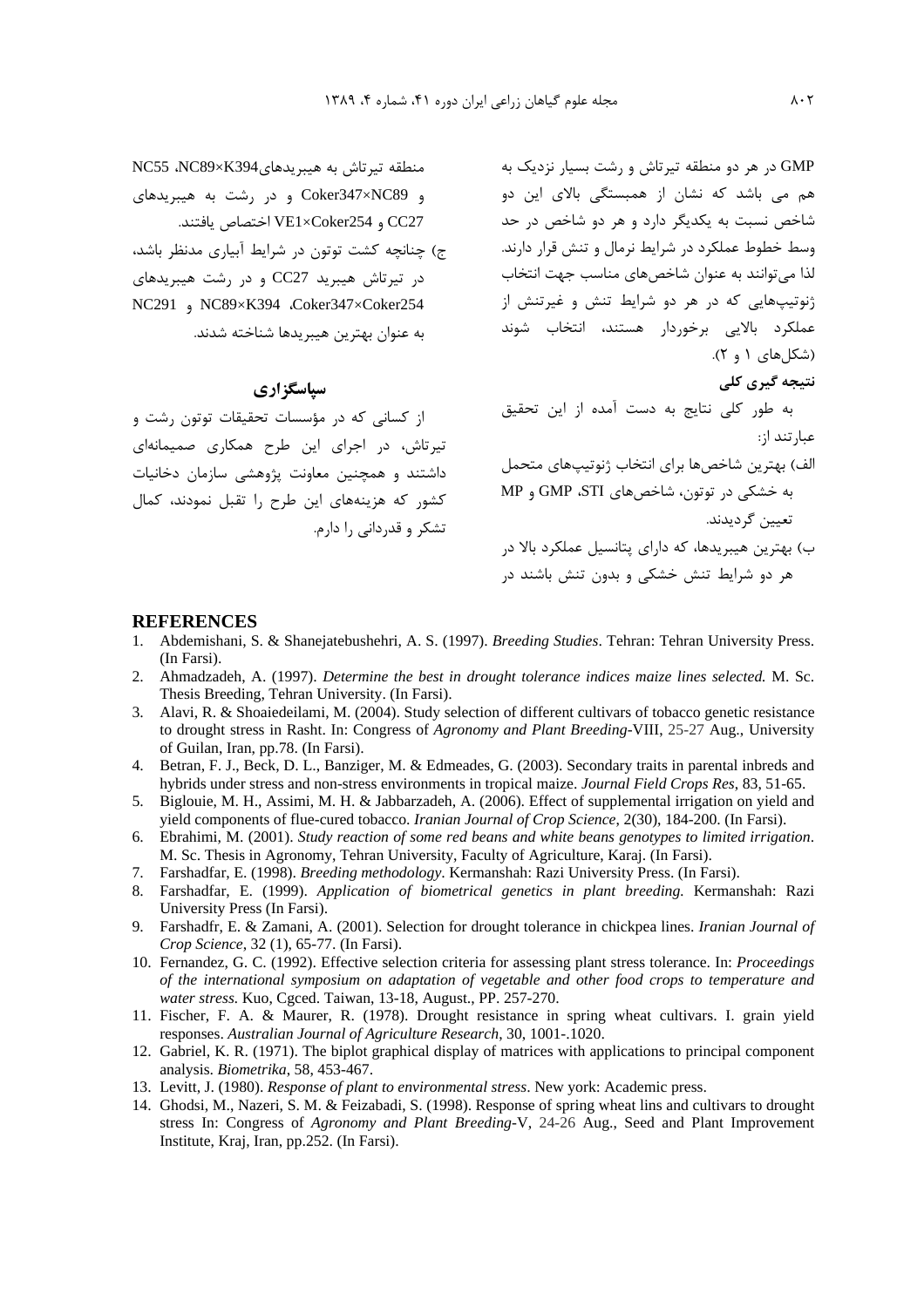GMP در هر دو منطقه تیرتاش و رشت بسیار نزدیک به هم می باشد که نشان از همبستگی بالای این دو شاخص نسبت به یکدیگر دارد و هر دو شاخص در حد وسط خطوط عملکرد در شرایط نرمال و تنش قرار دارند. لذا می‌توانند به عنوان شاخص‌های مناسب جهت انتخاب ژنوتیپ‌هایی که در هر دو شرایط تنش و غیرتنش از عملکرد بالایی برخوردار هستند، انتخاب شوند (شکل‌های ۱ و ۲).

## نتیجه گیری کلی

به طور کلی نتایج به دست آمده از این تحقیق عبارتند از:

الف) بهترین شاخص‌ها برای انتخاب ژنوتیپ‌های متحمل به خشکی در توتون، شاخص‌های STI، GMP و MP تعیین گردیدند.

ب) بهترین هیبریدها، که دارای پتانسیل عملکرد بالا در هر دو شرایط تنش خشکی و بدون تنش باشند در منطقه تیرتاش به هیبریدهای NC89×K394، NC55 و Coker347×NC89 و در رشت به هیبریدهای CC27 و VE1×Coker254 اختصاص یافتند.

ج) چنانچه کشت توتون در شرایط آبیاری مدنظر باشد، در تیرتاش هیبرید CC27 و در رشت هیبریدهای Coker347×Coker254، NC89×K394 و NC291 به عنوان بهترین هیبریدها شناخته شدند.

## سپاسگزاری

از کسانی که در مؤسسات تحقیقات توتون رشت و تیرتاش، در اجرای این طرح همکاری صمیمانه‌ای داشتند و همچنین معاونت پژوهشی سازمان دخانیات کشور که هزینه‌های این طرح را تقبل نمودند، کمال تشکر و قدردانی را دارم.

## REFERENCES

1. Abdemishani, S. & Shanejatebushehri, A. S. (1997). *Breeding Studies*. Tehran: Tehran University Press. (In Farsi).
2. Ahmadzadeh, A. (1997). *Determine the best in drought tolerance indices maize lines selected.* M. Sc. Thesis Breeding, Tehran University. (In Farsi).
3. Alavi, R. & Shoaiedeilami, M. (2004). Study selection of different cultivars of tobacco genetic resistance to drought stress in Rasht. In: Congress of *Agronomy and Plant Breeding*-VIII, 25-27 Aug., University of Guilan, Iran, pp.78. (In Farsi).
4. Betran, F. J., Beck, D. L., Banziger, M. & Edmeades, G. (2003). Secondary traits in parental inbreds and hybrids under stress and non-stress environments in tropical maize. *Journal Field Crops Res*, 83, 51-65.
5. Biglouie, M. H., Assimi, M. H. & Jabbarzadeh, A. (2006). Effect of supplemental irrigation on yield and yield components of flue-cured tobacco. *Iranian Journal of Crop Science*, 2(30), 184-200. (In Farsi).
6. Ebrahimi, M. (2001). *Study reaction of some red beans and white beans genotypes to limited irrigation*. M. Sc. Thesis in Agronomy, Tehran University, Faculty of Agriculture, Karaj. (In Farsi).
7. Farshadfar, E. (1998). *Breeding methodology*. Kermanshah: Razi University Press. (In Farsi).
8. Farshadfar, E. (1999). *Application of biometrical genetics in plant breeding.* Kermanshah: Razi University Press (In Farsi).
9. Farshadfr, E. & Zamani, A. (2001). Selection for drought tolerance in chickpea lines. *Iranian Journal of Crop Science*, 32 (1), 65-77. (In Farsi).
10. Fernandez, G. C. (1992). Effective selection criteria for assessing plant stress tolerance. In: *Proceedings of the international symposium on adaptation of vegetable and other food crops to temperature and water stress.* Kuo, Cgced. Taiwan, 13-18, August., PP. 257-270.
11. Fischer, F. A. & Maurer, R. (1978). Drought resistance in spring wheat cultivars. I. grain yield responses. *Australian Journal of Agriculture Research*, 30, 1001-.1020.
12. Gabriel, K. R. (1971). The biplot graphical display of matrices with applications to principal component analysis. *Biometrika*, 58, 453-467.
13. Levitt, J. (1980). *Response of plant to environmental stress*. New york: Academic press.
14. Ghodsi, M., Nazeri, S. M. & Feizabadi, S. (1998). Response of spring wheat lins and cultivars to drought stress In: Congress of *Agronomy and Plant Breeding*-V, 24-26 Aug., Seed and Plant Improvement Institute, Kraj, Iran, pp.252. (In Farsi).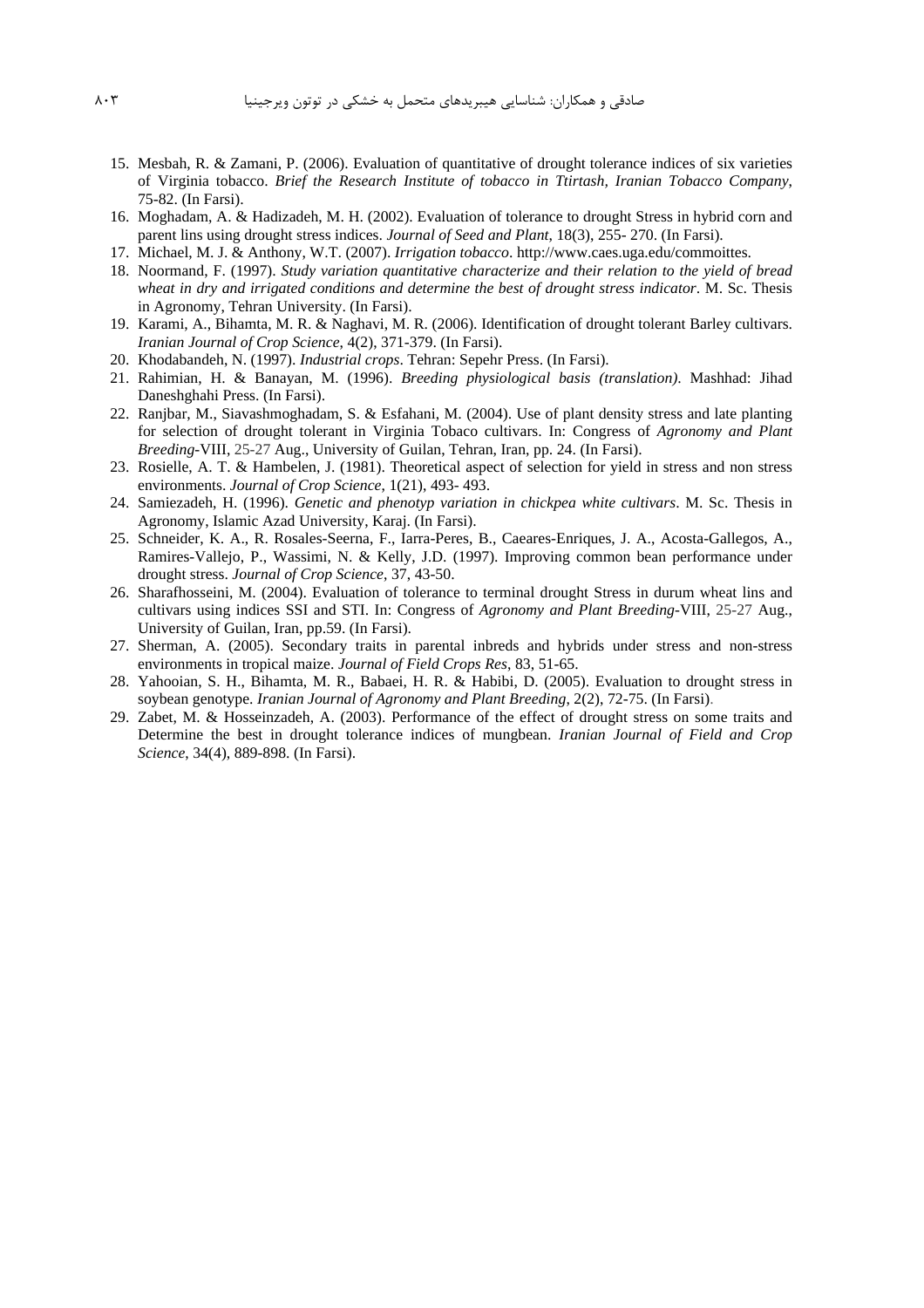15. Mesbah, R. & Zamani, P. (2006). Evaluation of quantitative of drought tolerance indices of six varieties of Virginia tobacco. *Brief the Research Institute of tobacco in Ttirtash, Iranian Tobacco Company*, 75-82. (In Farsi).
16. Moghadam, A. & Hadizadeh, M. H. (2002). Evaluation of tolerance to drought Stress in hybrid corn and parent lins using drought stress indices. *Journal of Seed and Plant*, 18(3), 255- 270. (In Farsi).
17. Michael, M. J. & Anthony, W.T. (2007). *Irrigation tobacco*. http://www.caes.uga.edu/commoittes.
18. Noormand, F. (1997). *Study variation quantitative characterize and their relation to the yield of bread wheat in dry and irrigated conditions and determine the best of drought stress indicator*. M. Sc. Thesis in Agronomy, Tehran University. (In Farsi).
19. Karami, A., Bihamta, M. R. & Naghavi, M. R. (2006). Identification of drought tolerant Barley cultivars. *Iranian Journal of Crop Science*, 4(2), 371-379. (In Farsi).
20. Khodabandeh, N. (1997). *Industrial crops*. Tehran: Sepehr Press. (In Farsi).
21. Rahimian, H. & Banayan, M. (1996). *Breeding physiological basis (translation)*. Mashhad: Jihad Daneshghahi Press. (In Farsi).
22. Ranjbar, M., Siavashmoghadam, S. & Esfahani, M. (2004). Use of plant density stress and late planting for selection of drought tolerant in Virginia Tobaco cultivars. In: Congress of *Agronomy and Plant Breeding*-VIII, 25-27 Aug., University of Guilan, Tehran, Iran, pp. 24. (In Farsi).
23. Rosielle, A. T. & Hambelen, J. (1981). Theoretical aspect of selection for yield in stress and non stress environments. *Journal of Crop Science*, 1(21), 493- 493.
24. Samiezadeh, H. (1996). *Genetic and phenotyp variation in chickpea white cultivars*. M. Sc. Thesis in Agronomy, Islamic Azad University, Karaj. (In Farsi).
25. Schneider, K. A., R. Rosales-Seerna, F., Iarra-Peres, B., Caeares-Enriques, J. A., Acosta-Gallegos, A., Ramires-Vallejo, P., Wassimi, N. & Kelly, J.D. (1997). Improving common bean performance under drought stress. *Journal of Crop Science*, 37, 43-50.
26. Sharafhosseini, M. (2004). Evaluation of tolerance to terminal drought Stress in durum wheat lins and cultivars using indices SSI and STI. In: Congress of *Agronomy and Plant Breeding*-VIII, 25-27 Aug., University of Guilan, Iran, pp.59. (In Farsi).
27. Sherman, A. (2005). Secondary traits in parental inbreds and hybrids under stress and non-stress environments in tropical maize. *Journal of Field Crops Res*, 83, 51-65.
28. Yahooian, S. H., Bihamta, M. R., Babaei, H. R. & Habibi, D. (2005). Evaluation to drought stress in soybean genotype. *Iranian Journal of Agronomy and Plant Breeding*, 2(2), 72-75. (In Farsi).
29. Zabet, M. & Hosseinzadeh, A. (2003). Performance of the effect of drought stress on some traits and Determine the best in drought tolerance indices of mungbean. *Iranian Journal of Field and Crop Science*, 34(4), 889-898. (In Farsi).